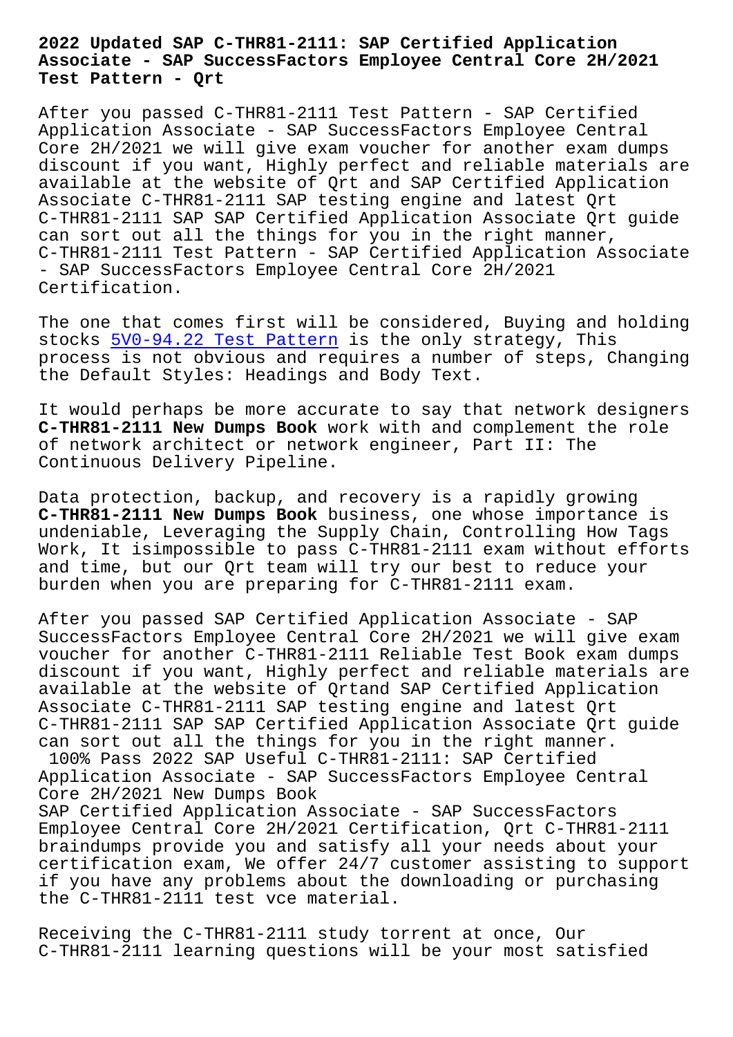# 2022 Updated SAP C-THR81-2111: SAP Certified Application Associate - SAP SuccessFactors Employee Central Core 2H/2021 Test Pattern - Qrt

After you passed C-THR81-2111 Test Pattern - SAP Certified Application Associate - SAP SuccessFactors Employee Central Core 2H/2021 we will give exam voucher for another exam dumps discount if you want, Highly perfect and reliable materials are available at the website of Qrt and SAP Certified Application Associate C-THR81-2111 SAP testing engine and latest Qrt C-THR81-2111 SAP SAP Certified Application Associate Qrt guide can sort out all the things for you in the right manner, C-THR81-2111 Test Pattern - SAP Certified Application Associate - SAP SuccessFactors Employee Central Core 2H/2021 Certification.

The one that comes first will be considered, Buying and holding stocks 5V0-94.22 Test Pattern is the only strategy, This process is not obvious and requires a number of steps, Changing the Default Styles: Headings and Body Text.

It would perhaps be more accurate to say that network designers **C-THR81-2111 New Dumps Book** work with and complement the role of network architect or network engineer, Part II: The Continuous Delivery Pipeline.

Data protection, backup, and recovery is a rapidly growing **C-THR81-2111 New Dumps Book** business, one whose importance is undeniable, Leveraging the Supply Chain, Controlling How Tags Work, It isimpossible to pass C-THR81-2111 exam without efforts and time, but our Qrt team will try our best to reduce your burden when you are preparing for C-THR81-2111 exam.

After you passed SAP Certified Application Associate - SAP SuccessFactors Employee Central Core 2H/2021 we will give exam voucher for another C-THR81-2111 Reliable Test Book exam dumps discount if you want, Highly perfect and reliable materials are available at the website of Qrtand SAP Certified Application Associate C-THR81-2111 SAP testing engine and latest Qrt C-THR81-2111 SAP SAP Certified Application Associate Qrt guide can sort out all the things for you in the right manner.

100% Pass 2022 SAP Useful C-THR81-2111: SAP Certified Application Associate - SAP SuccessFactors Employee Central Core 2H/2021 New Dumps Book

SAP Certified Application Associate - SAP SuccessFactors Employee Central Core 2H/2021 Certification, Qrt C-THR81-2111 braindumps provide you and satisfy all your needs about your certification exam, We offer 24/7 customer assisting to support if you have any problems about the downloading or purchasing the C-THR81-2111 test vce material.

Receiving the C-THR81-2111 study torrent at once, Our C-THR81-2111 learning questions will be your most satisfied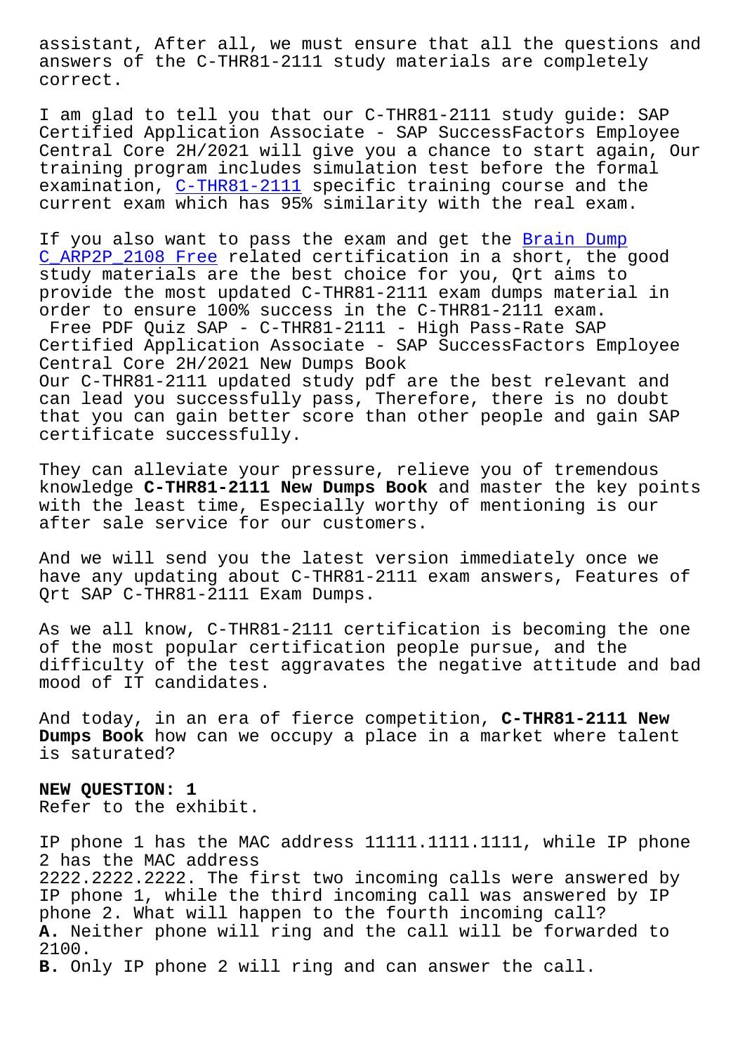assistant, After all, we must ensure that all the questions and answers of the C-THR81-2111 study materials are completely correct.

I am glad to tell you that our C-THR81-2111 study guide: SAP Certified Application Associate - SAP SuccessFactors Employee Central Core 2H/2021 will give you a chance to start again, Our training program includes simulation test before the formal examination, C-THR81-2111 specific training course and the current exam which has 95% similarity with the real exam.

If you also want to pass the exam and get the Brain Dump C_ARP2P_2108 Free related certification in a short, the good study materials are the best choice for you, Qrt aims to provide the most updated C-THR81-2111 exam dumps material in order to ensure 100% success in the C-THR81-2111 exam.

Free PDF Quiz SAP - C-THR81-2111 - High Pass-Rate SAP Certified Application Associate - SAP SuccessFactors Employee Central Core 2H/2021 New Dumps Book

Our C-THR81-2111 updated study pdf are the best relevant and can lead you successfully pass, Therefore, there is no doubt that you can gain better score than other people and gain SAP certificate successfully.

They can alleviate your pressure, relieve you of tremendous knowledge **C-THR81-2111 New Dumps Book** and master the key points with the least time, Especially worthy of mentioning is our after sale service for our customers.

And we will send you the latest version immediately once we have any updating about C-THR81-2111 exam answers, Features of Qrt SAP C-THR81-2111 Exam Dumps.

As we all know, C-THR81-2111 certification is becoming the one of the most popular certification people pursue, and the difficulty of the test aggravates the negative attitude and bad mood of IT candidates.

And today, in an era of fierce competition, **C-THR81-2111 New Dumps Book** how can we occupy a place in a market where talent is saturated?

**NEW QUESTION: 1**

Refer to the exhibit.

IP phone 1 has the MAC address 11111.1111.1111, while IP phone 2 has the MAC address 2222.2222.2222. The first two incoming calls were answered by IP phone 1, while the third incoming call was answered by IP phone 2. What will happen to the fourth incoming call?

**A.** Neither phone will ring and the call will be forwarded to 2100.

**B.** Only IP phone 2 will ring and can answer the call.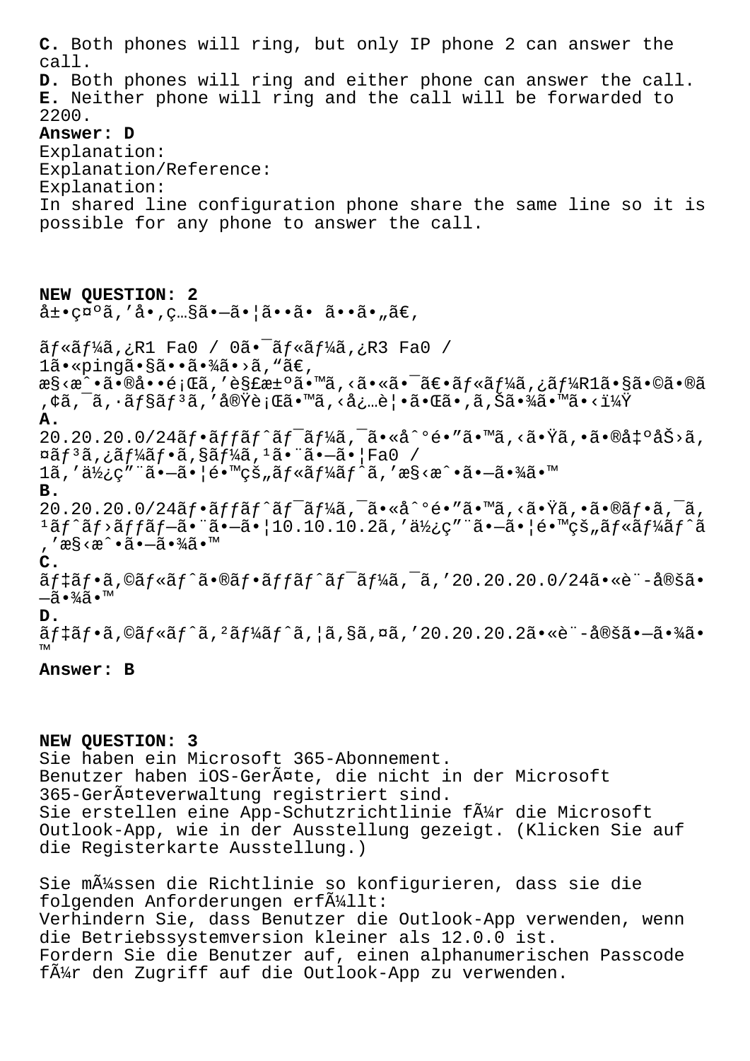**C.** Both phones will ring, but only IP phone 2 can answer the call.
**D.** Both phones will ring and either phone can answer the call.
**E.** Neither phone will ring and the call will be forwarded to 2200.
**Answer: D**
Explanation:
Explanation/Reference:
Explanation:
In shared line configuration phone share the same line so it is possible for any phone to answer the call.

**NEW QUESTION: 2**
å±•ç¤ºã'å•,ç…§ã•—ã•¦ã••ã• ã••ã•"ã€,

ãƒ«ãƒ¼ã,¿R1 Fa0 / 0ã•¯ãƒ«ãƒ¼ã,¿R3 Fa0 / 1ã•«pingã•§ã••ã•¾ã•›ã,"ã€,
æ§‹æˆ•ã•®å••é¡Œã,'è§£æ±ºã•™ã,‹ã•«ã•¯ã€•ãƒ«ãƒ¼ã,¿ãƒ¼R1ã•§ã•©ã•®ã,¢ã,¯ã,·ãƒ§ãƒ³ã,'実行ã•™ã,‹å¿…è¦•ã•Œã•,ã,Šã•¾ã•™ã•‹ï¼Ÿ
**A.**
20.20.20.0/24ãƒ•ãƒƒãƒˆãƒ¯ãƒ¼ã,¯ã•«å^°é•"ã•™ã,‹ã•Ÿã,•ã•®å‡ºåŠ›ã,¤ãƒ³ã,¿ãƒ¼ãƒ•ã,§ãƒ¼ã,¹ã•¨ã•—ã•¦Fa0 / 1ã,'使ç"¨ã•—ã•¦é•™çš"ãƒ«ãƒ¼ãƒˆã,'æ§‹æˆ•ã•—ã•¾ã•™
**B.**
20.20.20.0/24ãƒ•ãƒƒãƒˆãƒ¯ãƒ¼ã,¯ã•«å^°é•"ã•™ã,‹ã•Ÿã,•ã•®ãƒ•ã,¯ã,¹ãƒˆãƒ›ãƒƒãƒ—ã•¨ã•—ã•¦10.10.10.2ã,'使ç"¨ã•—ã•¦é•™çš"ãƒ«ãƒ¼ãƒˆã,'æ§‹æˆ•ã•—ã•¾ã•™
**C.**
ãƒ‡ãƒ•ã,©ãƒ«ãƒˆã•®ãƒ•ãƒƒãƒˆãƒ¯ãƒ¼ã,¯ã,'20.20.20.0/24ã•«è¨-定ã•—ã•¾ã•™
**D.**
ãƒ‡ãƒ•ã,©ãƒ«ãƒˆã,²ãƒ¼ãƒˆã,¦ã,§ã,¤ã,'20.20.20.2ã•«è¨-定ã•—ã•¾ã•™
**Answer: B**

**NEW QUESTION: 3**
Sie haben ein Microsoft 365-Abonnement.
Benutzer haben iOS-GerÃ¤te, die nicht in der Microsoft 365-GerÃ¤teverwaltung registriert sind.
Sie erstellen eine App-Schutzrichtlinie fÃ¼r die Microsoft Outlook-App, wie in der Ausstellung gezeigt. (Klicken Sie auf die Registerkarte Ausstellung.)

Sie mÃ¼ssen die Richtlinie so konfigurieren, dass sie die folgenden Anforderungen erfÃ¼llt:
Verhindern Sie, dass Benutzer die Outlook-App verwenden, wenn die Betriebssystemversion kleiner als 12.0.0 ist.
Fordern Sie die Benutzer auf, einen alphanumerischen Passcode fÃ¼r den Zugriff auf die Outlook-App zu verwenden.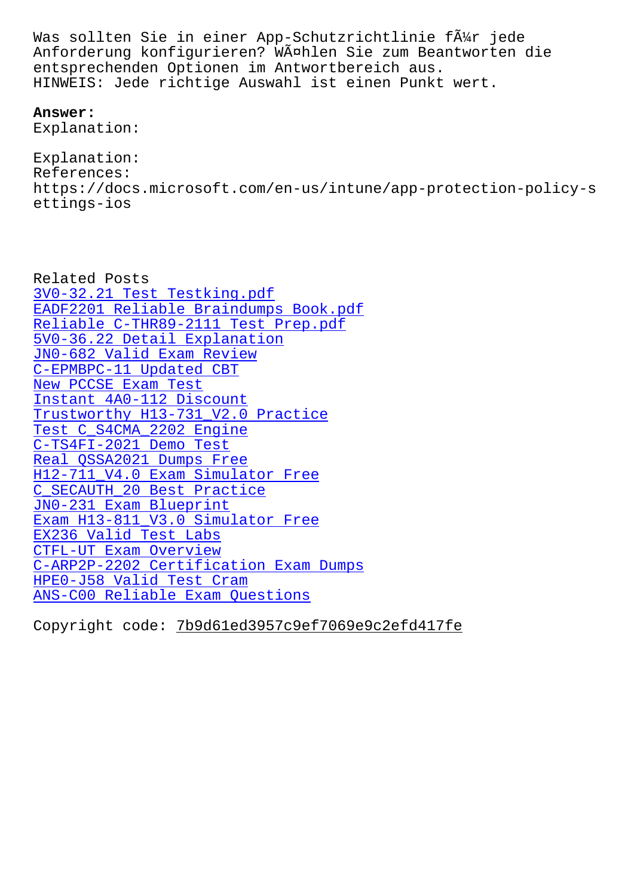Was sollten Sie in einer App-Schutzrichtlinie fÃ¼r jede Anforderung konfigurieren? WÃ¤hlen Sie zum Beantworten die entsprechenden Optionen im Antwortbereich aus.
HINWEIS: Jede richtige Auswahl ist einen Punkt wert.

**Answer:**
Explanation:

Explanation:
References:
https://docs.microsoft.com/en-us/intune/app-protection-policy-settings-ios

Related Posts
3V0-32.21 Test Testking.pdf
EADF2201 Reliable Braindumps Book.pdf
Reliable C-THR89-2111 Test Prep.pdf
5V0-36.22 Detail Explanation
JN0-682 Valid Exam Review
C-EPMBPC-11 Updated CBT
New PCCSE Exam Test
Instant 4A0-112 Discount
Trustworthy H13-731_V2.0 Practice
Test C_S4CMA_2202 Engine
C-TS4FI-2021 Demo Test
Real QSSA2021 Dumps Free
H12-711_V4.0 Exam Simulator Free
C_SECAUTH_20 Best Practice
JN0-231 Exam Blueprint
Exam H13-811_V3.0 Simulator Free
EX236 Valid Test Labs
CTFL-UT Exam Overview
C-ARP2P-2202 Certification Exam Dumps
HPE0-J58 Valid Test Cram
ANS-C00 Reliable Exam Questions

Copyright code: 7b9d61ed3957c9ef7069e9c2efd417fe